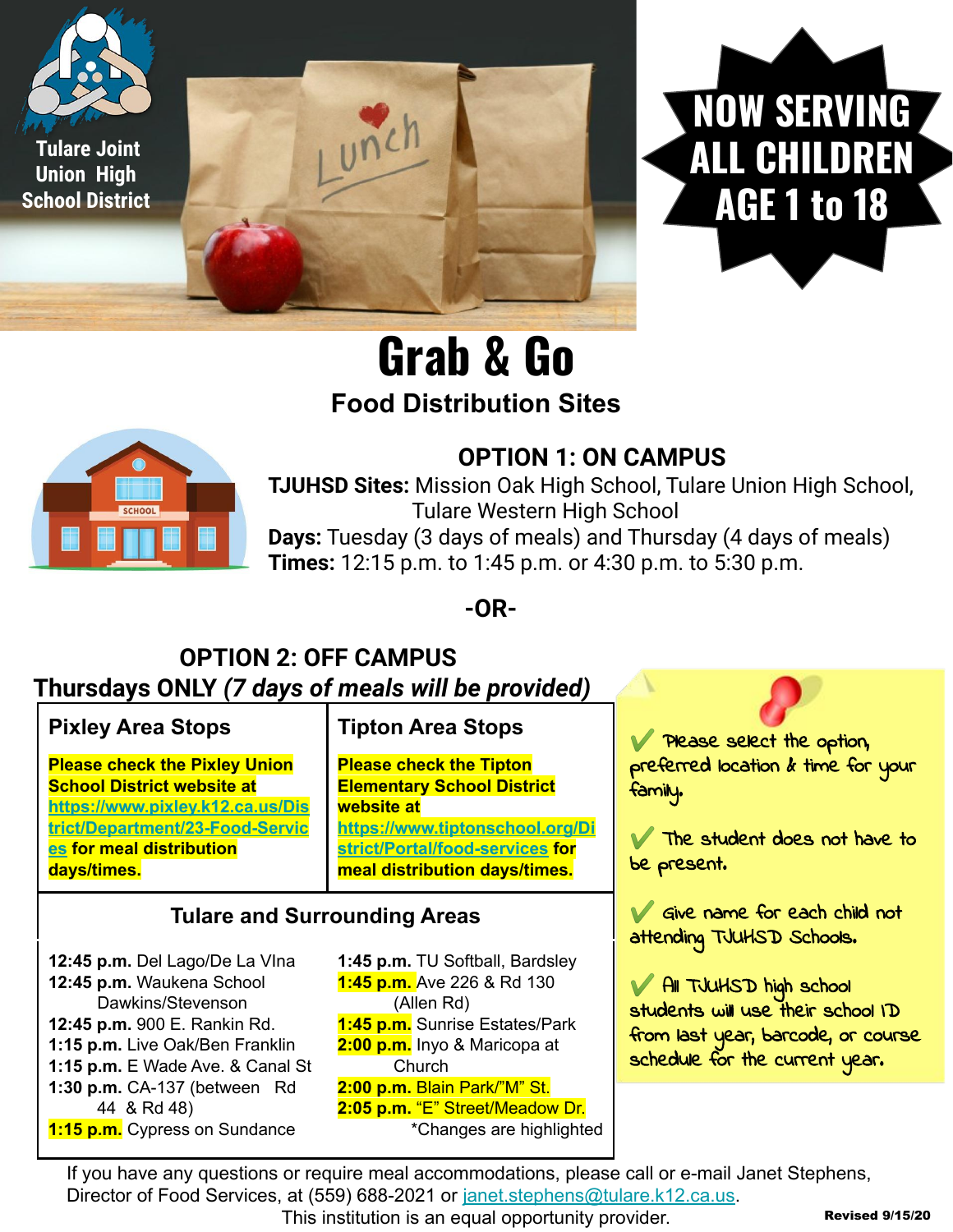Tulare Joint Union High School District

# NOW SERVING ALL CHILDREN AGE 1 to 18

# Grab & Go

## Food Distribution Sites

### OPTION 1: ON CAMPUS

**TJUHSD Sites:** Mission Oak High School, Tulare Union High School, Tulare Western High School
**Days:** Tuesday (3 days of meals) and Thursday (4 days of meals)
**Times:** 12:15 p.m. to 1:45 p.m. or 4:30 p.m. to 5:30 p.m.

**-OR-**

### OPTION 2: OFF CAMPUS

**Thursdays ONLY *(7 days of meals will be provided)***

| Pixley Area Stops | Tipton Area Stops |
|---|---|
| **Please check the Pixley Union School District website at https://www.pixley.k12.ca.us/District/Department/23-Food-Services for meal distribution days/times.** | **Please check the Tipton Elementary School District website at https://www.tiptonschool.org/District/Portal/food-services for meal distribution days/times.** |

**Tulare and Surrounding Areas**

- **12:45 p.m.** Del Lago/De La VIna
- **12:45 p.m.** Waukena School Dawkins/Stevenson
- **12:45 p.m.** 900 E. Rankin Rd.
- **1:15 p.m.** Live Oak/Ben Franklin
- **1:15 p.m.** E Wade Ave. & Canal St
- **1:30 p.m.** CA-137 (between Rd 44 & Rd 48)
- **1:15 p.m.** Cypress on Sundance
- **1:45 p.m.** TU Softball, Bardsley
- **1:45 p.m.** Ave 226 & Rd 130 (Allen Rd)
- **1:45 p.m.** Sunrise Estates/Park
- **2:00 p.m.** Inyo & Maricopa at Church
- **2:00 p.m.** Blain Park/"M" St.
- **2:05 p.m.** "E" Street/Meadow Dr.

*Changes are highlighted

- ✔ Please select the option, preferred location & time for your family.
- ✔ The student does not have to be present.
- ✔ Give name for each child not attending TJUHSD Schools.
- ✔ All TJUHSD high school students will use their school ID from last year, barcode, or course schedule for the current year.

If you have any questions or require meal accommodations, please call or e-mail Janet Stephens, Director of Food Services, at (559) 688-2021 or janet.stephens@tulare.k12.ca.us.

This institution is an equal opportunity provider.

**Revised 9/15/20**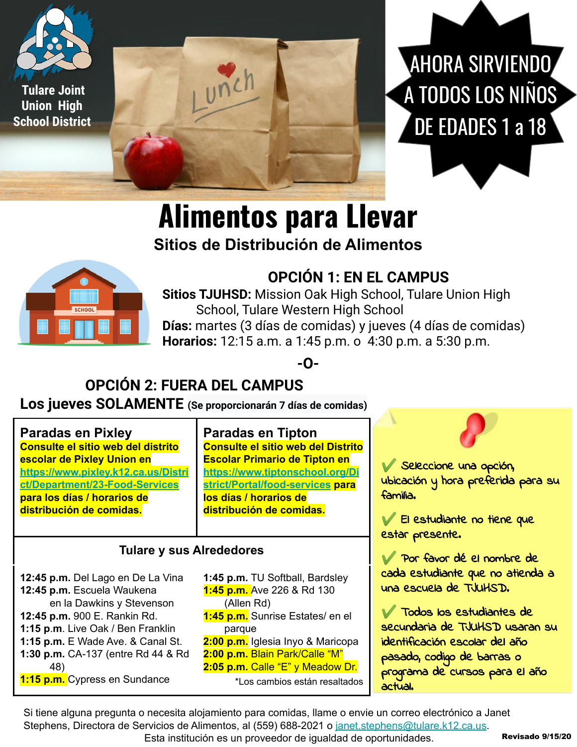Tulare Joint Union High School District

AHORA SIRVIENDO A TODOS LOS NIÑOS DE EDADES 1 a 18

# Alimentos para Llevar

## Sitios de Distribución de Alimentos

### OPCIÓN 1: EN EL CAMPUS

**Sitios TJUHSD:** Mission Oak High School, Tulare Union High School, Tulare Western High School

**Días:** martes (3 días de comidas) y jueves (4 días de comidas)

**Horarios:** 12:15 a.m. a 1:45 p.m. o 4:30 p.m. a 5:30 p.m.

**-O-**

### OPCIÓN 2: FUERA DEL CAMPUS

**Los jueves SOLAMENTE (Se proporcionarán 7 días de comidas)**

| Paradas en Pixley | Paradas en Tipton |
| --- | --- |
| **Consulte el sitio web del distrito escolar de Pixley Union en https://www.pixley.k12.ca.us/District/Department/23-Food-Services para los días / horarios de distribución de comidas.** | **Consulte el sitio web del Distrito Escolar Primario de Tipton en https://www.tiptonschool.org/District/Portal/food-services para los días / horarios de distribución de comidas.** |

**Tulare y sus Alrededores**

- **12:45 p.m.** Del Lago en De La Vina
- **12:45 p.m.** Escuela Waukena en la Dawkins y Stevenson
- **12:45 p.m.** 900 E. Rankin Rd.
- **1:15 p.m.** Live Oak / Ben Franklin
- **1:15 p.m.** E Wade Ave. & Canal St.
- **1:30 p.m.** CA-137 (entre Rd 44 & Rd 48)
- **1:15 p.m.** Cypress en Sundance
- **1:45 p.m.** TU Softball, Bardsley
- **1:45 p.m.** Ave 226 & Rd 130 (Allen Rd)
- **1:45 p.m.** Sunrise Estates/ en el parque
- **2:00 p.m.** Iglesia Inyo & Maricopa
- **2:00 p.m.** Blain Park/Calle "M"
- **2:05 p.m.** Calle "E" y Meadow Dr.

*Los cambios están resaltados

✔ Seleccione una opción, ubicación y hora preferida para su familia.

✔ El estudiante no tiene que estar presente.

✔ Por favor dé el nombre de cada estudiante que no atienda a una escuela de TJUHSD.

✔ Todos los estudiantes de secundaria de TJUHSD usaran su identificación escolar del año pasado, codigo de barras o programa de cursos para el año actual.

Si tiene alguna pregunta o necesita alojamiento para comidas, llame o envie un correo electrónico a Janet Stephens, Directora de Servicios de Alimentos, al (559) 688-2021 o janet.stephens@tulare.k12.ca.us.
Esta institución es un proveedor de igualdad de oportunidades.

**Revisado 9/15/20**